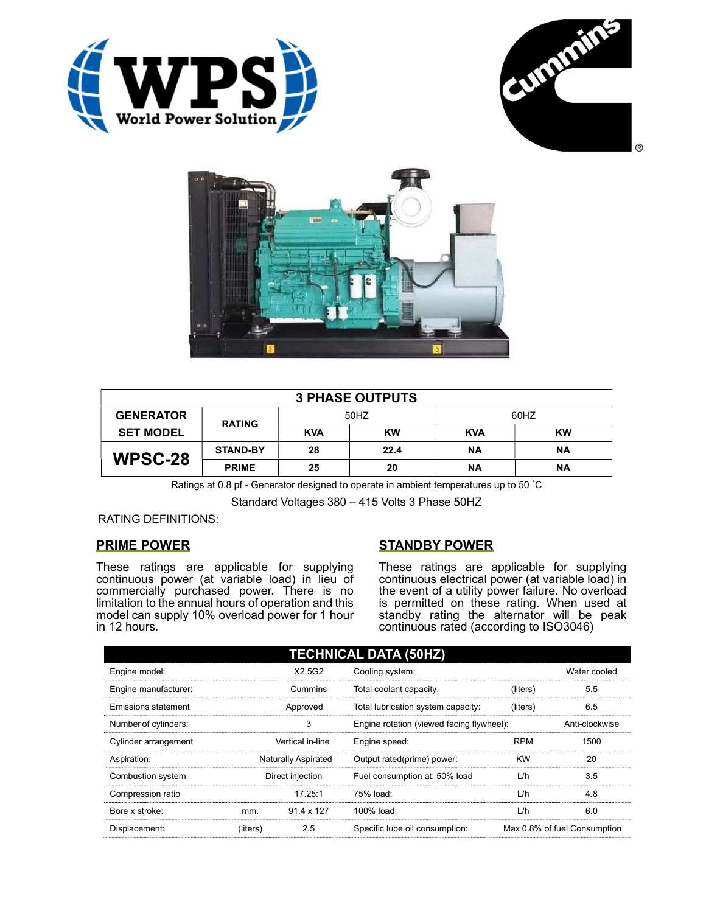WPS World Power Solution

Cummins

| 3 PHASE OUTPUTS | | | | | |
|---|---|---|---|---|---|
| GENERATOR SET MODEL | RATING | 50HZ | | 60HZ | |
| | | KVA | KW | KVA | KW |
| WPSC-28 | STAND-BY | 28 | 22.4 | NA | NA |
| | PRIME | 25 | 20 | NA | NA |

Ratings at 0.8 pf - Generator designed to operate in ambient temperatures up to 50 ˚C

Standard Voltages 380 – 415 Volts 3 Phase 50HZ

RATING DEFINITIONS:

## PRIME POWER

These ratings are applicable for supplying continuous power (at variable load) in lieu of commercially purchased power. There is no limitation to the annual hours of operation and this model can supply 10% overload power for 1 hour in 12 hours.

## STANDBY POWER

These ratings are applicable for supplying continuous electrical power (at variable load) in the event of a utility power failure. No overload is permitted on these rating. When used at standby rating the alternator will be peak continuous rated (according to ISO3046)

## TECHNICAL DATA (50HZ)

| | | | | | |
|---|---|---|---|---|---|
| Engine model: | | X2.5G2 | Cooling system: | | Water cooled |
| Engine manufacturer: | | Cummins | Total coolant capacity: | (liters) | 5.5 |
| Emissions statement | | Approved | Total lubrication system capacity: | (liters) | 6.5 |
| Number of cylinders: | | 3 | Engine rotation (viewed facing flywheel): | | Anti-clockwise |
| Cylinder arrangement | | Vertical in-line | Engine speed: | RPM | 1500 |
| Aspiration: | | Naturally Aspirated | Output rated(prime) power: | KW | 20 |
| Combustion system | | Direct injection | Fuel consumption at: 50% load | L/h | 3.5 |
| Compression ratio | | 17.25:1 | 75% load: | L/h | 4.8 |
| Bore x stroke: | mm. | 91.4 x 127 | 100% load: | L/h | 6.0 |
| Displacement: | (liters) | 2.5 | Specific lube oil consumption: | | Max 0.8% of fuel Consumption |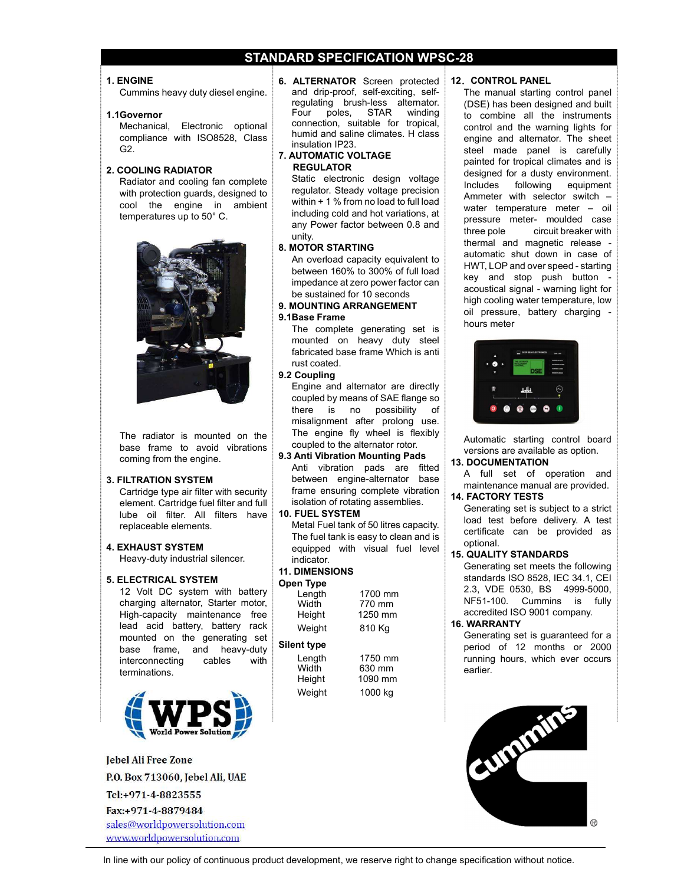# STANDARD SPECIFICATION WPSC-28

## 1. ENGINE

Cummins heavy duty diesel engine.

### 1.1Governor

Mechanical, Electronic optional compliance with ISO8528, Class G2.

## 2. COOLING RADIATOR

Radiator and cooling fan complete with protection guards, designed to cool the engine in ambient temperatures up to 50° C.

The radiator is mounted on the base frame to avoid vibrations coming from the engine.

## 3. FILTRATION SYSTEM

Cartridge type air filter with security element. Cartridge fuel filter and full lube oil filter. All filters have replaceable elements.

## 4. EXHAUST SYSTEM

Heavy-duty industrial silencer.

## 5. ELECTRICAL SYSTEM

12 Volt DC system with battery charging alternator, Starter motor, High-capacity maintenance free lead acid battery, battery rack mounted on the generating set base frame, and heavy-duty interconnecting cables with terminations.

Jebel Ali Free Zone
P.O. Box 713060, Jebel Ali, UAE
Tel:+971-4-8823555
Fax:+971-4-8879484
sales@worldpowersolution.com
www.worldpowersolution.com

## 6. ALTERNATOR

Screen protected and drip-proof, self-exciting, self-regulating brush-less alternator. Four poles, STAR winding connection, suitable for tropical, humid and saline climates. H class insulation IP23.

## 7. AUTOMATIC VOLTAGE REGULATOR

Static electronic design voltage regulator. Steady voltage precision within + 1 % from no load to full load including cold and hot variations, at any Power factor between 0.8 and unity.

## 8. MOTOR STARTING

An overload capacity equivalent to between 160% to 300% of full load impedance at zero power factor can be sustained for 10 seconds

## 9. MOUNTING ARRANGEMENT

### 9.1Base Frame

The complete generating set is mounted on heavy duty steel fabricated base frame Which is anti rust coated.

### 9.2 Coupling

Engine and alternator are directly coupled by means of SAE flange so there is no possibility of misalignment after prolong use. The engine fly wheel is flexibly coupled to the alternator rotor.

### 9.3 Anti Vibration Mounting Pads

Anti vibration pads are fitted between engine-alternator base frame ensuring complete vibration isolation of rotating assemblies.

## 10. FUEL SYSTEM

Metal Fuel tank of 50 litres capacity. The fuel tank is easy to clean and is equipped with visual fuel level indicator.

## 11. DIMENSIONS

**Open Type**

| | |
|---|---|
| Length | 1700 mm |
| Width | 770 mm |
| Height | 1250 mm |
| Weight | 810 Kg |

**Silent type**

| | |
|---|---|
| Length | 1750 mm |
| Width | 630 mm |
| Height | 1090 mm |
| Weight | 1000 kg |

## 12. CONTROL PANEL

The manual starting control panel (DSE) has been designed and built to combine all the instruments control and the warning lights for engine and alternator. The sheet steel made panel is carefully painted for tropical climates and is designed for a dusty environment. Includes following equipment Ammeter with selector switch – water temperature meter – oil pressure meter- moulded case three pole circuit breaker with thermal and magnetic release - automatic shut down in case of HWT, LOP and over speed - starting key and stop push button - acoustical signal - warning light for high cooling water temperature, low oil pressure, battery charging - hours meter

Automatic starting control board versions are available as option.

## 13. DOCUMENTATION

A full set of operation and maintenance manual are provided.

## 14. FACTORY TESTS

Generating set is subject to a strict load test before delivery. A test certificate can be provided as optional.

## 15. QUALITY STANDARDS

Generating set meets the following standards ISO 8528, IEC 34.1, CEI 2.3, VDE 0530, BS 4999-5000, NF51-100. Cummins is fully accredited ISO 9001 company.

## 16. WARRANTY

Generating set is guaranteed for a period of 12 months or 2000 running hours, which ever occurs earlier.

In line with our policy of continuous product development, we reserve right to change specification without notice.